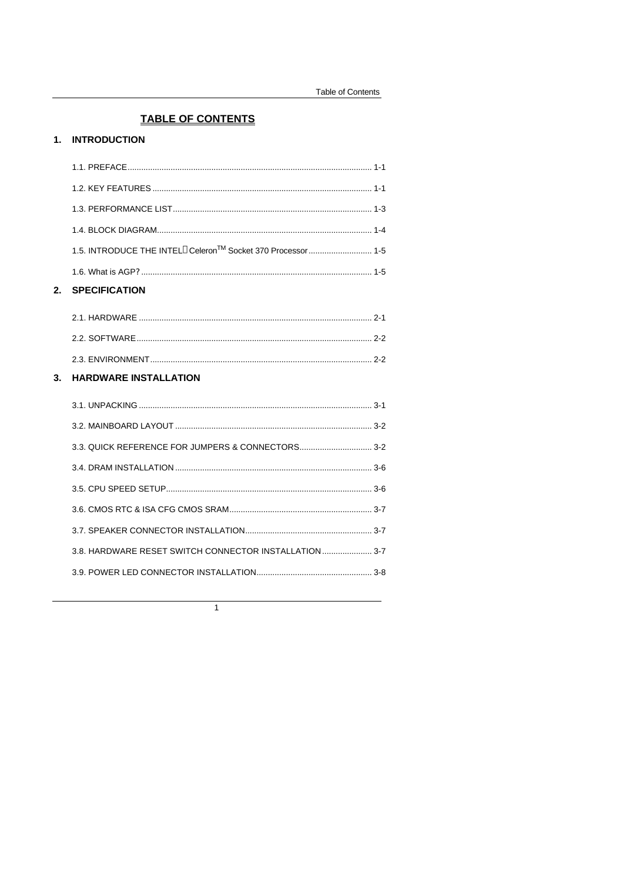# TABLE OF CONTENTS

## 1. INTRODUCTION

1.1. PREFACE ........................................................................................................ 1-1

1.2. KEY FEATURES ................................................................................................ 1-1

1.3. PERFORMANCE LIST ....................................................................................... 1-3

1.4. BLOCK DIAGRAM .............................................................................................. 1-4

1.5. INTRODUCE THE INTEL® Celeron™ Socket 370 Processor ............................ 1-5

1.6. What is AGP? ..................................................................................................... 1-5

## 2. SPECIFICATION

2.1. HARDWARE ...................................................................................................... 2-1

2.2. SOFTWARE ....................................................................................................... 2-2

2.3. ENVIRONMENT ................................................................................................. 2-2

## 3. HARDWARE INSTALLATION

3.1. UNPACKING ...................................................................................................... 3-1

3.2. MAINBOARD LAYOUT ...................................................................................... 3-2

3.3. QUICK REFERENCE FOR JUMPERS & CONNECTORS ................................ 3-2

3.4. DRAM INSTALLATION ...................................................................................... 3-6

3.5. CPU SPEED SETUP .......................................................................................... 3-6

3.6. CMOS RTC & ISA CFG CMOS SRAM .............................................................. 3-7

3.7. SPEAKER CONNECTOR INSTALLATION ....................................................... 3-7

3.8. HARDWARE RESET SWITCH CONNECTOR INSTALLATION ...................... 3-7

3.9. POWER LED CONNECTOR INSTALLATION .................................................. 3-8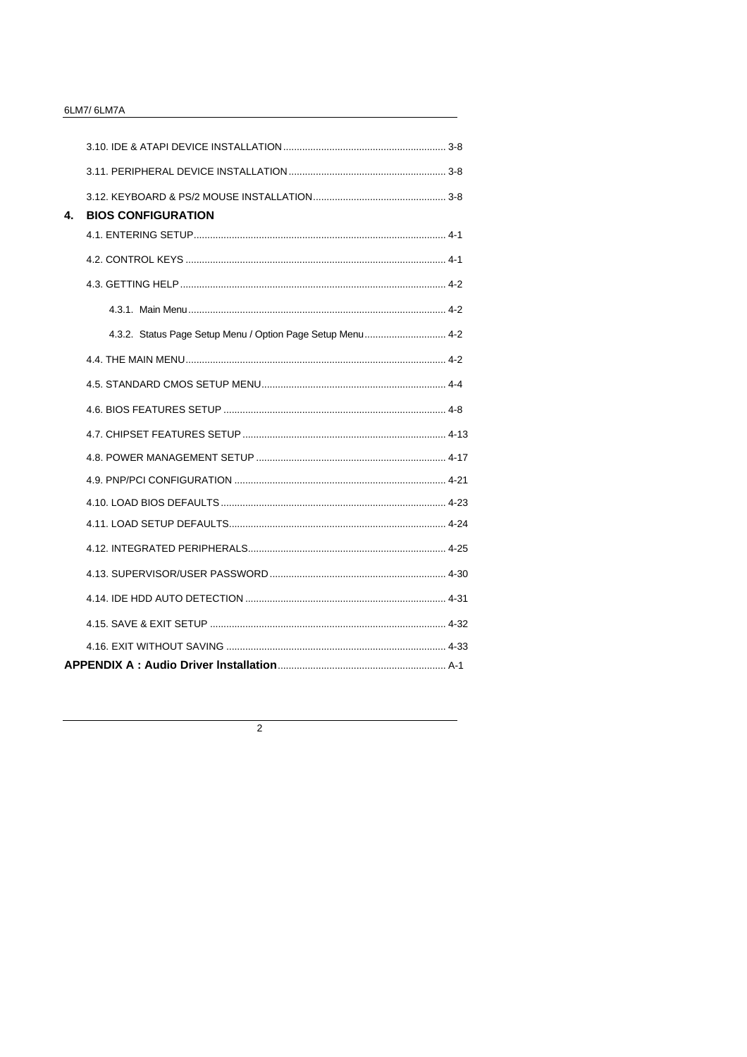3.10. IDE & ATAPI DEVICE INSTALLATION ........................................................... 3-8

3.11. PERIPHERAL DEVICE INSTALLATION ......................................................... 3-8

3.12. KEYBOARD & PS/2 MOUSE INSTALLATION ................................................ 3-8

## 4. BIOS CONFIGURATION

4.1. ENTERING SETUP ........................................................................................... 4-1

4.2. CONTROL KEYS .............................................................................................. 4-1

4.3. GETTING HELP ................................................................................................ 4-2

4.3.1. Main Menu ............................................................................................. 4-2

4.3.2. Status Page Setup Menu / Option Page Setup Menu ............................. 4-2

4.4. THE MAIN MENU .............................................................................................. 4-2

4.5. STANDARD CMOS SETUP MENU ................................................................... 4-4

4.6. BIOS FEATURES SETUP ................................................................................. 4-8

4.7. CHIPSET FEATURES SETUP .......................................................................... 4-13

4.8. POWER MANAGEMENT SETUP ..................................................................... 4-17

4.9. PNP/PCI CONFIGURATION ............................................................................ 4-21

4.10. LOAD BIOS DEFAULTS ................................................................................. 4-23

4.11. LOAD SETUP DEFAULTS ............................................................................... 4-24

4.12. INTEGRATED PERIPHERALS ........................................................................ 4-25

4.13. SUPERVISOR/USER PASSWORD ................................................................ 4-30

4.14. IDE HDD AUTO DETECTION ........................................................................ 4-31

4.15. SAVE & EXIT SETUP ..................................................................................... 4-32

4.16. EXIT WITHOUT SAVING ................................................................................ 4-33

**APPENDIX A : Audio Driver Installation** ............................................................ A-1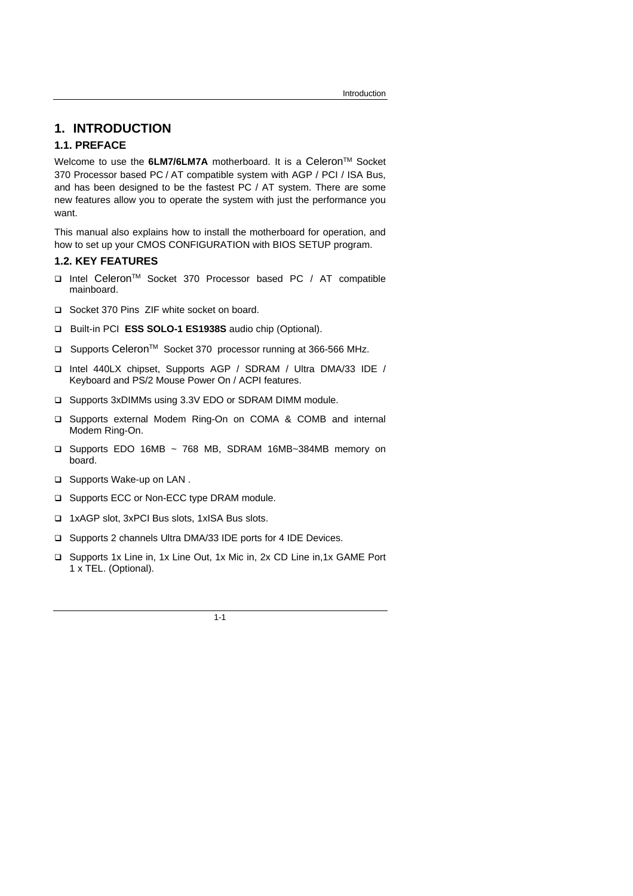# 1. INTRODUCTION

## 1.1. PREFACE

Welcome to use the **6LM7/6LM7A** motherboard. It is a Celeron$^{TM}$ Socket 370 Processor based PC / AT compatible system with AGP / PCI / ISA Bus, and has been designed to be the fastest PC / AT system. There are some new features allow you to operate the system with just the performance you want.

This manual also explains how to install the motherboard for operation, and how to set up your CMOS CONFIGURATION with BIOS SETUP program.

## 1.2. KEY FEATURES

- Intel Celeron$^{TM}$ Socket 370 Processor based PC / AT compatible mainboard.
- Socket 370 Pins ZIF white socket on board.
- Built-in PCI **ESS SOLO-1 ES1938S** audio chip (Optional).
- Supports Celeron$^{TM}$ Socket 370 processor running at 366-566 MHz.
- Intel 440LX chipset, Supports AGP / SDRAM / Ultra DMA/33 IDE / Keyboard and PS/2 Mouse Power On / ACPI features.
- Supports 3xDIMMs using 3.3V EDO or SDRAM DIMM module.
- Supports external Modem Ring-On on COMA & COMB and internal Modem Ring-On.
- Supports EDO 16MB ~ 768 MB, SDRAM 16MB~384MB memory on board.
- Supports Wake-up on LAN .
- Supports ECC or Non-ECC type DRAM module.
- 1xAGP slot, 3xPCI Bus slots, 1xISA Bus slots.
- Supports 2 channels Ultra DMA/33 IDE ports for 4 IDE Devices.
- Supports 1x Line in, 1x Line Out, 1x Mic in, 2x CD Line in,1x GAME Port 1 x TEL. (Optional).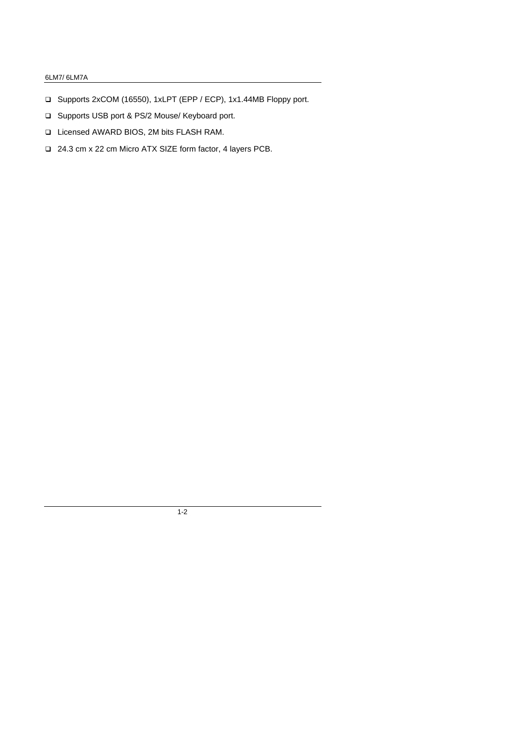- Supports 2xCOM (16550), 1xLPT (EPP / ECP), 1x1.44MB Floppy port.
- Supports USB port & PS/2 Mouse/ Keyboard port.
- Licensed AWARD BIOS, 2M bits FLASH RAM.
- 24.3 cm x 22 cm Micro ATX SIZE form factor, 4 layers PCB.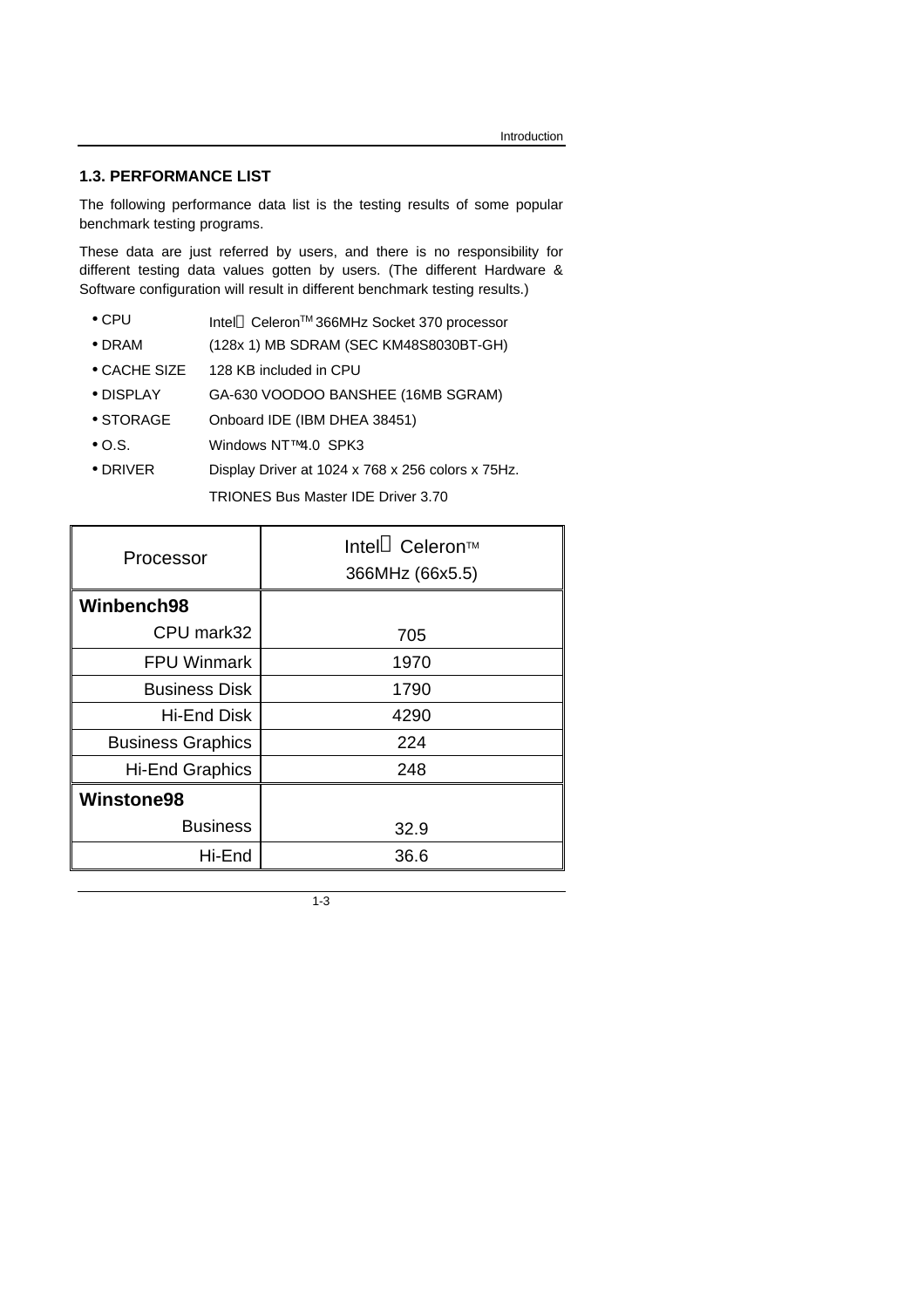## 1.3. PERFORMANCE LIST

The following performance data list is the testing results of some popular benchmark testing programs.

These data are just referred by users, and there is no responsibility for different testing data values gotten by users. (The different Hardware & Software configuration will result in different benchmark testing results.)

- CPU Intel® Celeron™ 366MHz Socket 370 processor
- DRAM (128x 1) MB SDRAM (SEC KM48S8030BT-GH)
- CACHE SIZE 128 KB included in CPU
- DISPLAY GA-630 VOODOO BANSHEE (16MB SGRAM)
- STORAGE Onboard IDE (IBM DHEA 38451)
- O.S. Windows NT™ 4.0 SPK3
- DRIVER Display Driver at 1024 x 768 x 256 colors x 75Hz.
  TRIONES Bus Master IDE Driver 3.70

| Processor | Intel® Celeron™ 366MHz (66x5.5) |
|---|---|
| **Winbench98** | |
| CPU mark32 | 705 |
| FPU Winmark | 1970 |
| Business Disk | 1790 |
| Hi-End Disk | 4290 |
| Business Graphics | 224 |
| Hi-End Graphics | 248 |
| **Winstone98** | |
| Business | 32.9 |
| Hi-End | 36.6 |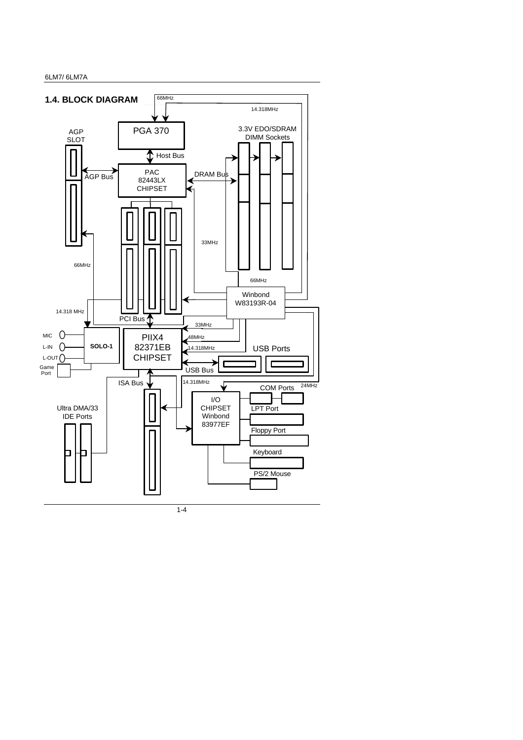## 1.4. BLOCK DIAGRAM

66MHz

14.318MHz

PGA 370

AGP SLOT

3.3V EDO/SDRAM DIMM Sockets

Host Bus

PAC 82443LX CHIPSET

AGP Bus

DRAM Bus

33MHz

66MHz

66MHz

Winbond W83193R-04

14.318 MHz

PCI Bus

33MHz

MIC

L-IN

L-OUT

Game Port

SOLO-1

PIIX4 82371EB CHIPSET

48MHz

14.318MHz

USB Ports

USB Bus

ISA Bus

14.318MHz

COM Ports

24MHz

Ultra DMA/33 IDE Ports

I/O CHIPSET Winbond 83977EF

LPT Port

Floppy Port

Keyboard

PS/2 Mouse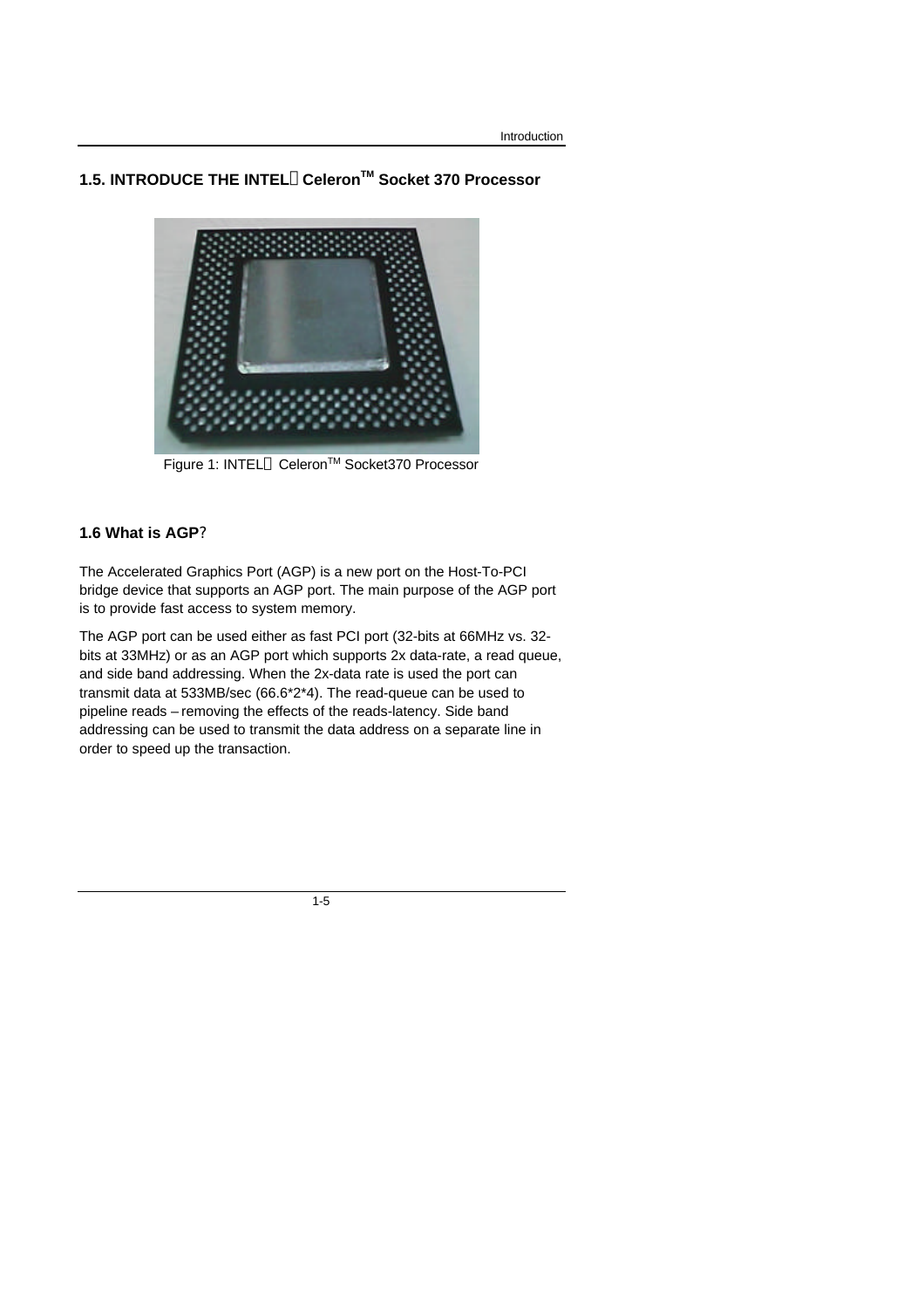## 1.5. INTRODUCE THE INTEL® Celeron™ Socket 370 Processor

Figure 1: INTEL® Celeron™ Socket370 Processor

## 1.6 What is AGP?

The Accelerated Graphics Port (AGP) is a new port on the Host-To-PCI bridge device that supports an AGP port. The main purpose of the AGP port is to provide fast access to system memory.

The AGP port can be used either as fast PCI port (32-bits at 66MHz vs. 32-bits at 33MHz) or as an AGP port which supports 2x data-rate, a read queue, and side band addressing. When the 2x-data rate is used the port can transmit data at 533MB/sec (66.6*2*4). The read-queue can be used to pipeline reads – removing the effects of the reads-latency. Side band addressing can be used to transmit the data address on a separate line in order to speed up the transaction.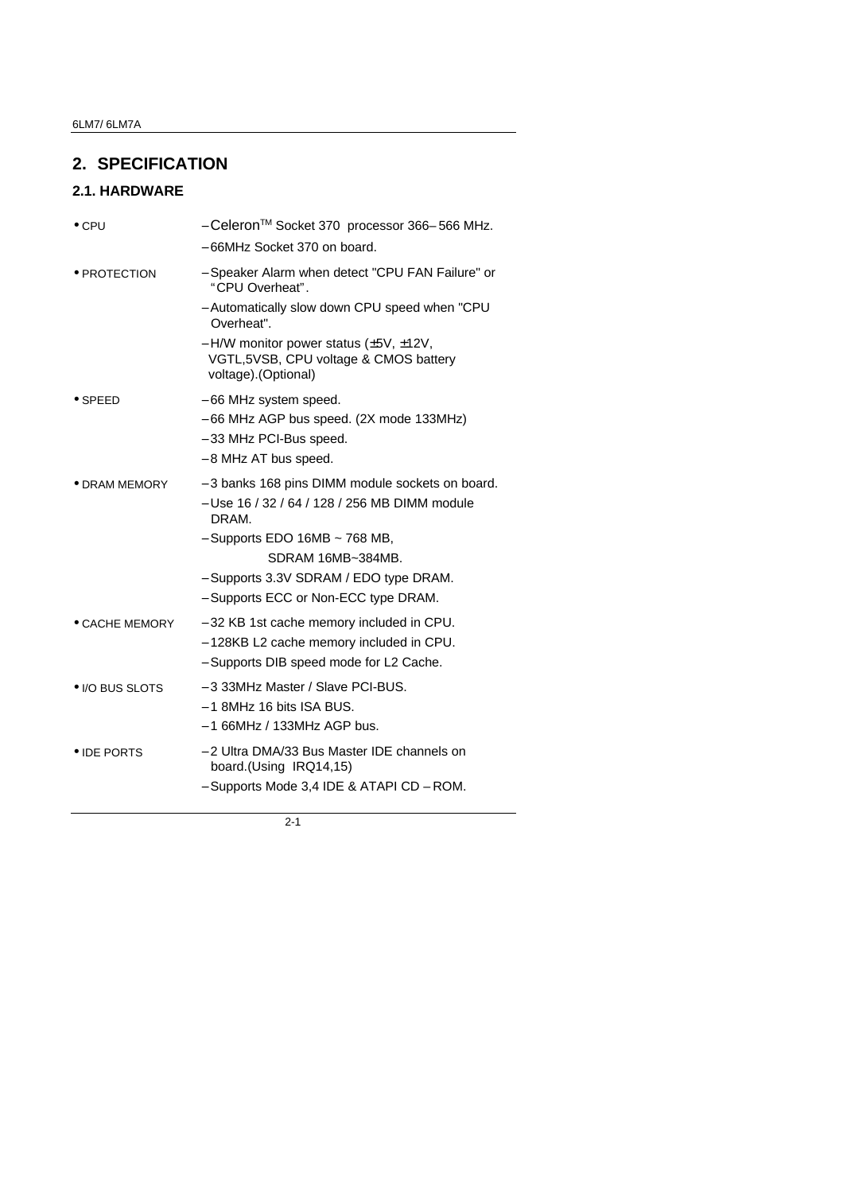# 2. SPECIFICATION

## 2.1. HARDWARE

- CPU
  - –Celeron™ Socket 370 processor 366– 566 MHz.
  - –66MHz Socket 370 on board.
- PROTECTION
  - –Speaker Alarm when detect "CPU FAN Failure" or "CPU Overheat".
  - –Automatically slow down CPU speed when "CPU Overheat".
  - –H/W monitor power status (±5V, ±12V, VGTL,5VSB, CPU voltage & CMOS battery voltage).(Optional)
- SPEED
  - –66 MHz system speed.
  - –66 MHz AGP bus speed. (2X mode 133MHz)
  - –33 MHz PCI-Bus speed.
  - –8 MHz AT bus speed.
- DRAM MEMORY
  - –3 banks 168 pins DIMM module sockets on board.
  - –Use 16 / 32 / 64 / 128 / 256 MB DIMM module DRAM.
  - –Supports EDO 16MB ~ 768 MB,
    SDRAM 16MB~384MB.
  - –Supports 3.3V SDRAM / EDO type DRAM.
  - –Supports ECC or Non-ECC type DRAM.
- CACHE MEMORY
  - –32 KB 1st cache memory included in CPU.
  - –128KB L2 cache memory included in CPU.
  - –Supports DIB speed mode for L2 Cache.
- I/O BUS SLOTS
  - –3 33MHz Master / Slave PCI-BUS.
  - –1 8MHz 16 bits ISA BUS.
  - –1 66MHz / 133MHz AGP bus.
- IDE PORTS
  - –2 Ultra DMA/33 Bus Master IDE channels on board.(Using IRQ14,15)
  - –Supports Mode 3,4 IDE & ATAPI CD – ROM.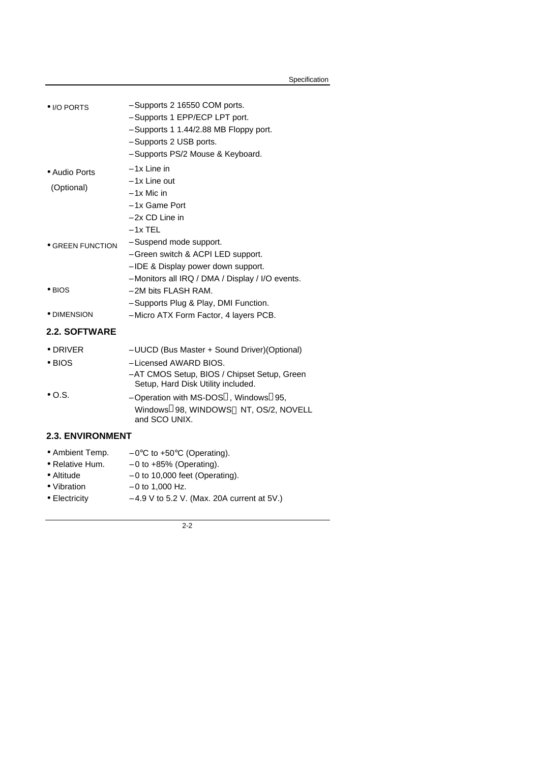| | |
|---|---|
| • I/O PORTS | – Supports 2 16550 COM ports. |
| | – Supports 1 EPP/ECP LPT port. |
| | – Supports 1 1.44/2.88 MB Floppy port. |
| | – Supports 2 USB ports. |
| | – Supports PS/2 Mouse & Keyboard. |
| • Audio Ports (Optional) | – 1x Line in |
| | – 1x Line out |
| | – 1x Mic in |
| | – 1x Game Port |
| | – 2x CD Line in |
| | – 1x TEL |
| • GREEN FUNCTION | – Suspend mode support. |
| | – Green switch & ACPI LED support. |
| | – IDE & Display power down support. |
| | – Monitors all IRQ / DMA / Display / I/O events. |
| • BIOS | – 2M bits FLASH RAM. |
| | – Supports Plug & Play, DMI Function. |
| • DIMENSION | – Micro ATX Form Factor, 4 layers PCB. |

## 2.2. SOFTWARE

| | |
|---|---|
| • DRIVER | – UUCD (Bus Master + Sound Driver)(Optional) |
| • BIOS | – Licensed AWARD BIOS. |
| | – AT CMOS Setup, BIOS / Chipset Setup, Green Setup, Hard Disk Utility included. |
| • O.S. | – Operation with MS-DOS®, Windows®95, Windows®98, WINDOWS® NT, OS/2, NOVELL and SCO UNIX. |

## 2.3. ENVIRONMENT

| | |
|---|---|
| • Ambient Temp. | – 0°C to +50°C (Operating). |
| • Relative Hum. | – 0 to +85% (Operating). |
| • Altitude | – 0 to 10,000 feet (Operating). |
| • Vibration | – 0 to 1,000 Hz. |
| • Electricity | – 4.9 V to 5.2 V. (Max. 20A current at 5V.) |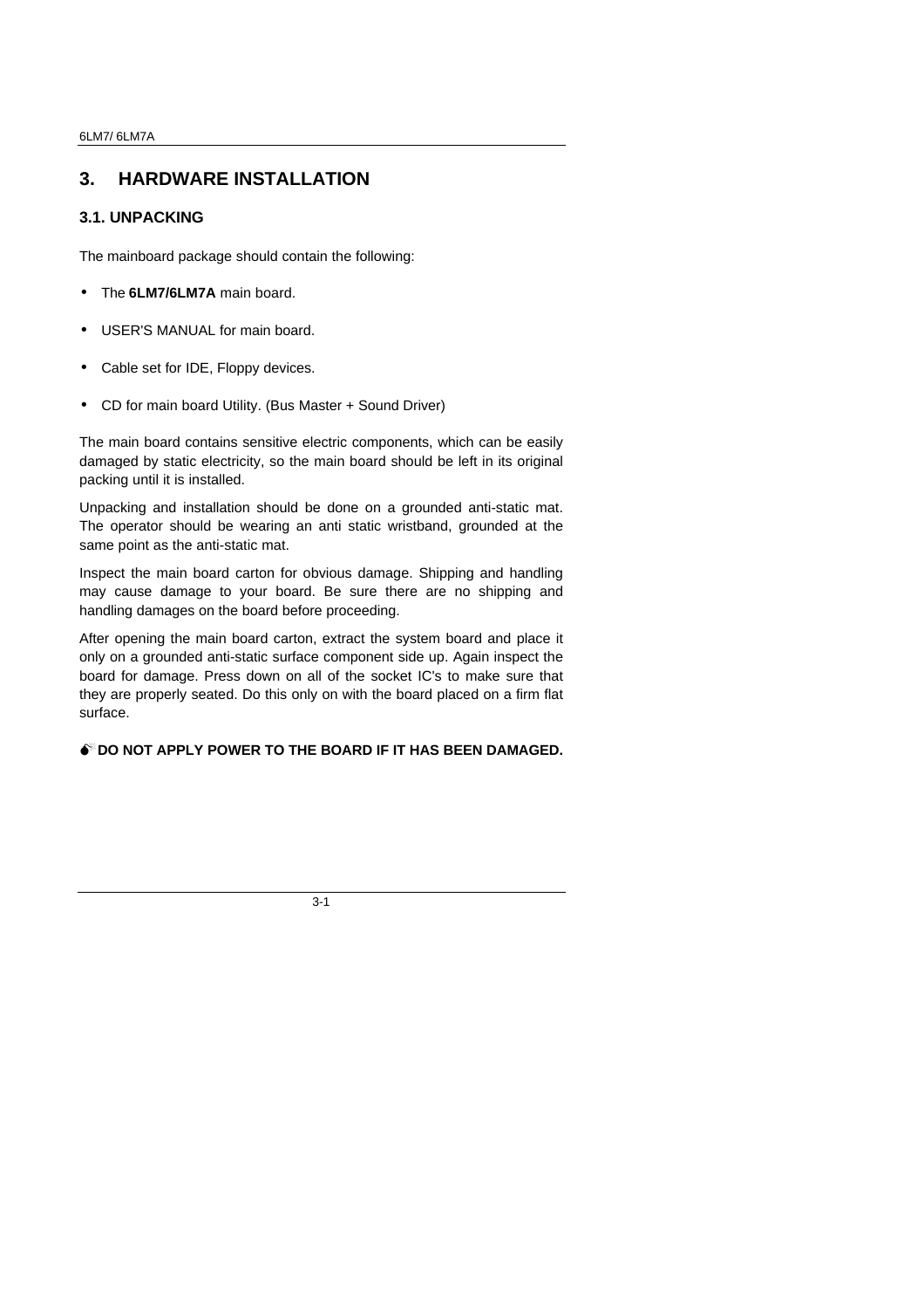# 3. HARDWARE INSTALLATION

## 3.1. UNPACKING

The mainboard package should contain the following:

- The **6LM7/6LM7A** main board.
- USER'S MANUAL for main board.
- Cable set for IDE, Floppy devices.
- CD for main board Utility. (Bus Master + Sound Driver)

The main board contains sensitive electric components, which can be easily damaged by static electricity, so the main board should be left in its original packing until it is installed.

Unpacking and installation should be done on a grounded anti-static mat. The operator should be wearing an anti static wristband, grounded at the same point as the anti-static mat.

Inspect the main board carton for obvious damage. Shipping and handling may cause damage to your board. Be sure there are no shipping and handling damages on the board before proceeding.

After opening the main board carton, extract the system board and place it only on a grounded anti-static surface component side up. Again inspect the board for damage. Press down on all of the socket IC's to make sure that they are properly seated. Do this only on with the board placed on a firm flat surface.

**DO NOT APPLY POWER TO THE BOARD IF IT HAS BEEN DAMAGED.**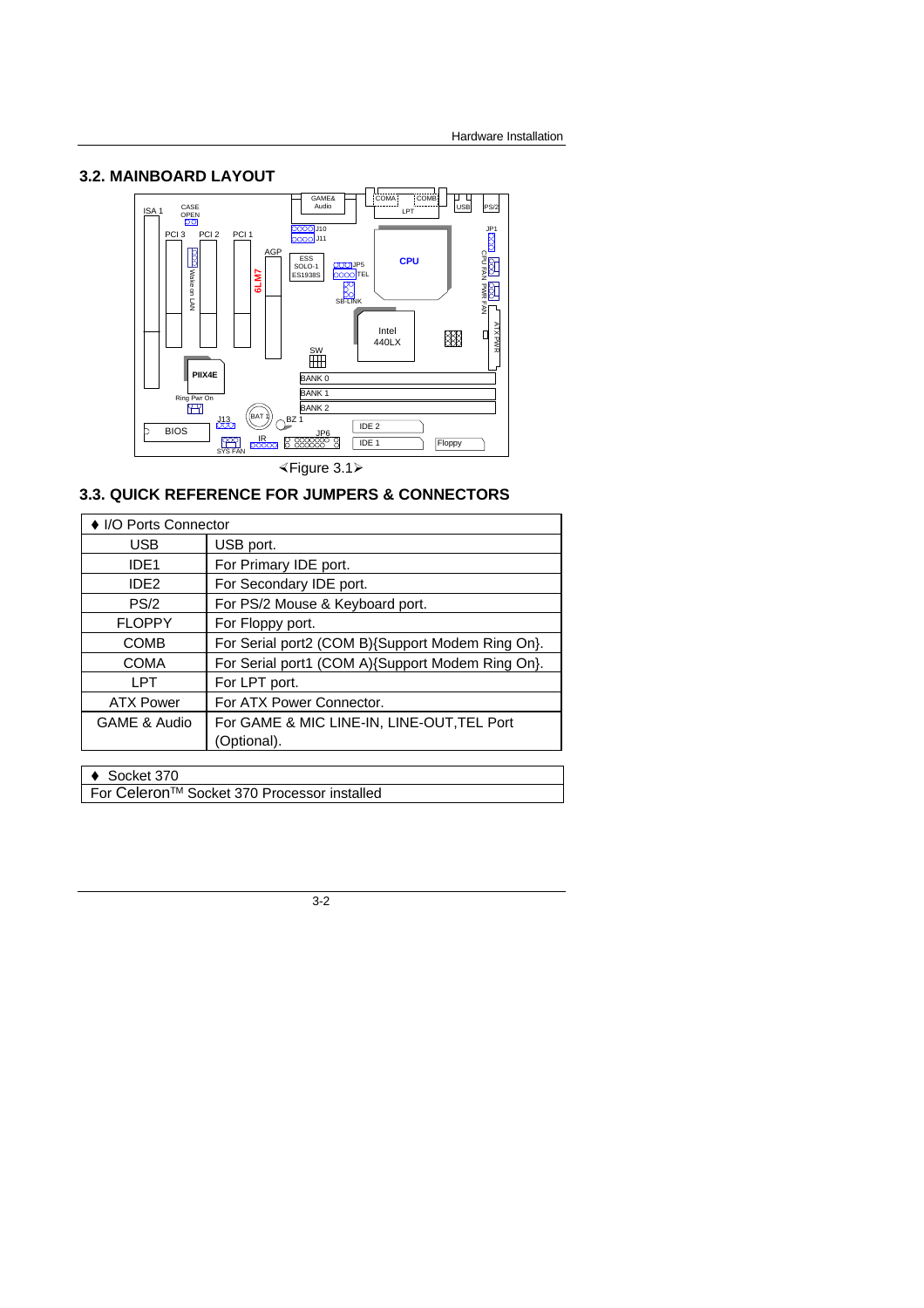### 3.2. MAINBOARD LAYOUT

⋖Figure 3.1⋗

### 3.3. QUICK REFERENCE FOR JUMPERS & CONNECTORS

| ♦ I/O Ports Connector | |
|---|---|
| USB | USB port. |
| IDE1 | For Primary IDE port. |
| IDE2 | For Secondary IDE port. |
| PS/2 | For PS/2 Mouse & Keyboard port. |
| FLOPPY | For Floppy port. |
| COMB | For Serial port2 (COM B){Support Modem Ring On}. |
| COMA | For Serial port1 (COM A){Support Modem Ring On}. |
| LPT | For LPT port. |
| ATX Power | For ATX Power Connector. |
| GAME & Audio | For GAME & MIC LINE-IN, LINE-OUT,TEL Port (Optional). |

| ♦ Socket 370 |
|---|
| For Celeron™ Socket 370 Processor installed |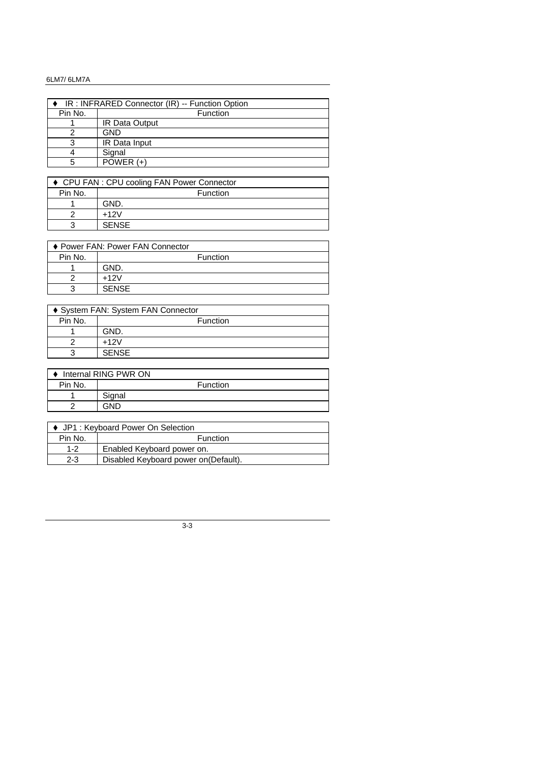| ♦ IR : INFRARED Connector (IR) -- Function Option | |
|---|---|
| Pin No. | Function |
| 1 | IR Data Output |
| 2 | GND |
| 3 | IR Data Input |
| 4 | Signal |
| 5 | POWER (+) |

| ♦ CPU FAN : CPU cooling FAN Power Connector | |
|---|---|
| Pin No. | Function |
| 1 | GND. |
| 2 | +12V |
| 3 | SENSE |

| ♦ Power FAN: Power FAN Connector | |
|---|---|
| Pin No. | Function |
| 1 | GND. |
| 2 | +12V |
| 3 | SENSE |

| ♦ System FAN: System FAN Connector | |
|---|---|
| Pin No. | Function |
| 1 | GND. |
| 2 | +12V |
| 3 | SENSE |

| ♦ Internal RING PWR ON | |
|---|---|
| Pin No. | Function |
| 1 | Signal |
| 2 | GND |

| ♦ JP1 : Keyboard Power On Selection | |
|---|---|
| Pin No. | Function |
| 1-2 | Enabled Keyboard power on. |
| 2-3 | Disabled Keyboard power on(Default). |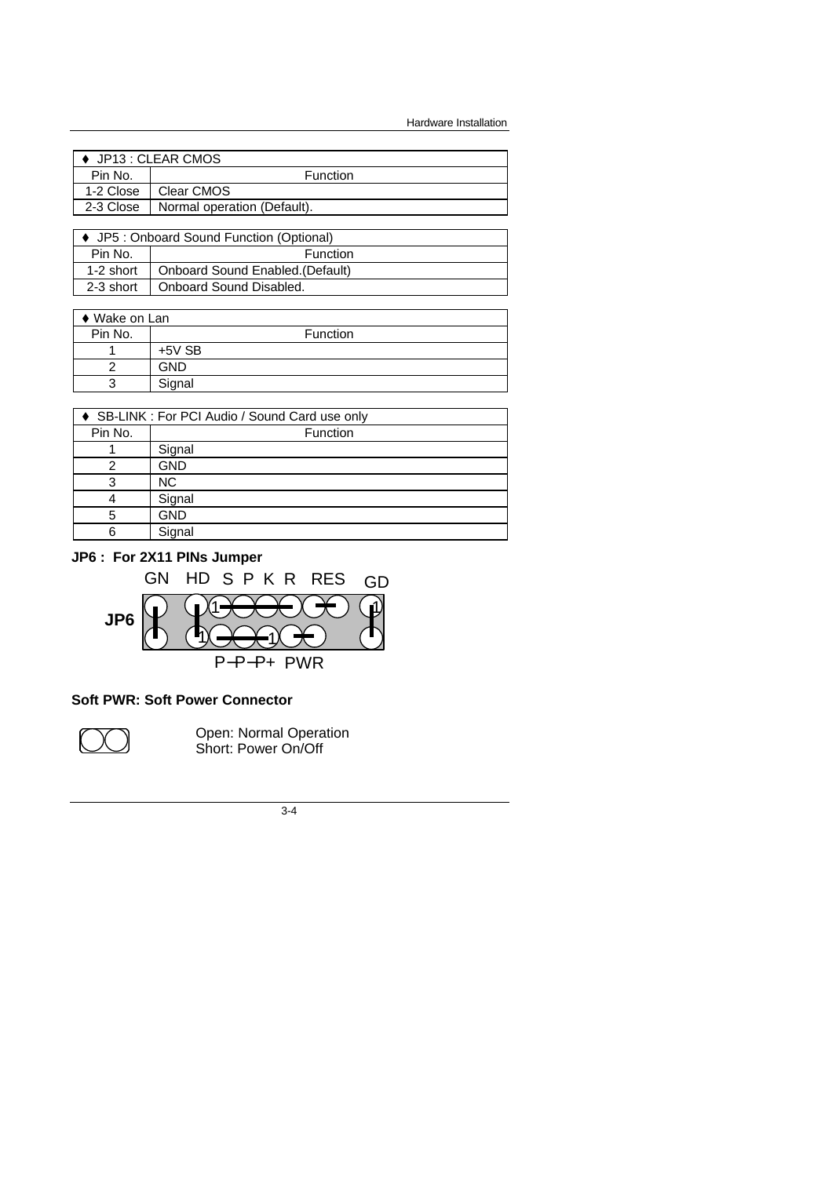| ♦ JP13 : CLEAR CMOS | |
|---|---|
| Pin No. | Function |
| 1-2 Close | Clear CMOS |
| 2-3 Close | Normal operation (Default). |

| ♦ JP5 : Onboard Sound Function (Optional) | |
|---|---|
| Pin No. | Function |
| 1-2 short | Onboard Sound Enabled.(Default) |
| 2-3 short | Onboard Sound Disabled. |

| ♦ Wake on Lan | |
|---|---|
| Pin No. | Function |
| 1 | +5V SB |
| 2 | GND |
| 3 | Signal |

| ♦ SB-LINK : For PCI Audio / Sound Card use only | |
|---|---|
| Pin No. | Function |
| 1 | Signal |
| 2 | GND |
| 3 | NC |
| 4 | Signal |
| 5 | GND |
| 6 | Signal |

**JP6 : For 2X11 PINs Jumper**

GN HD S P K R RES GD

JP6

P– P– P+ PWR

**Soft PWR: Soft Power Connector**

Open: Normal Operation
Short: Power On/Off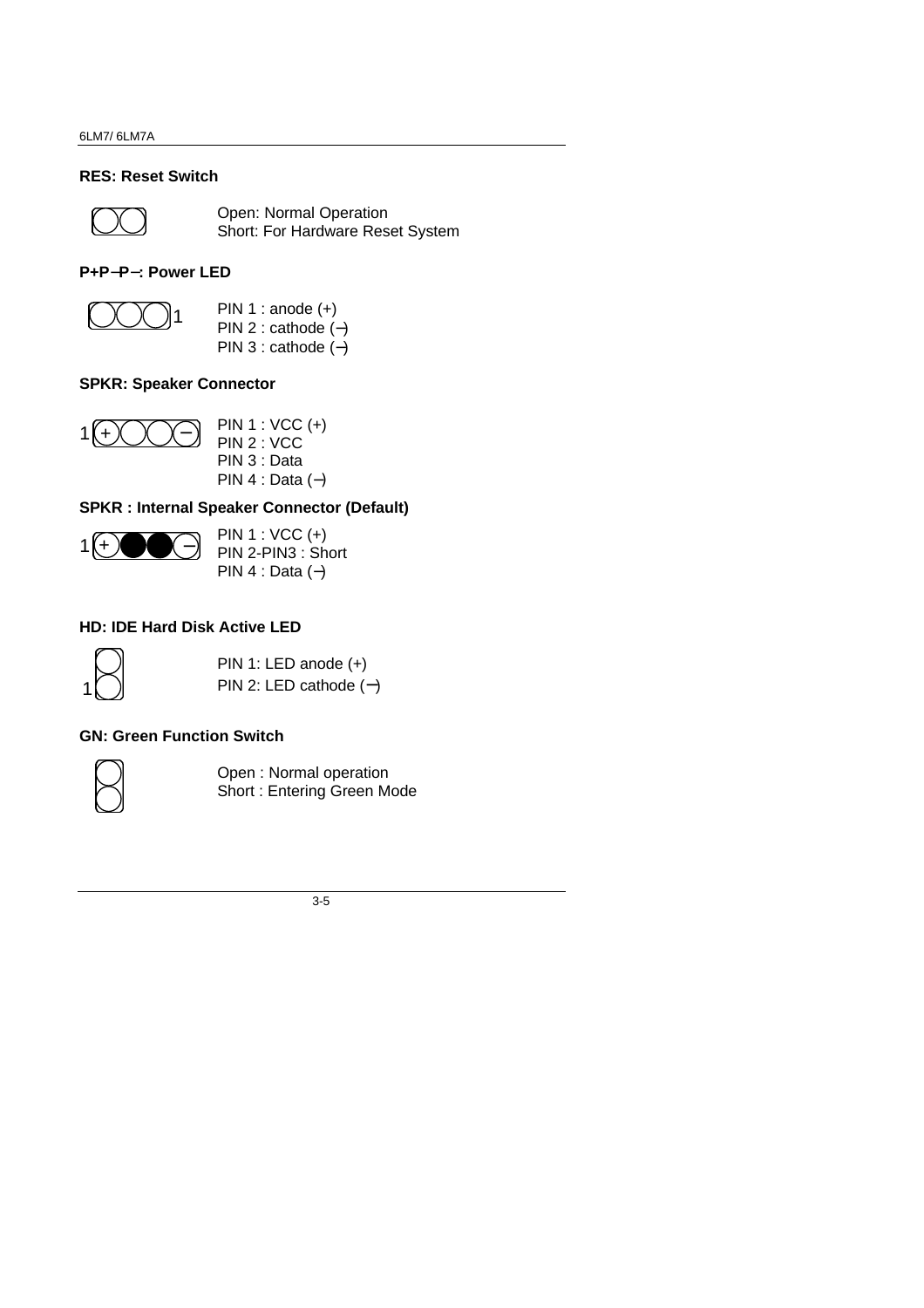**RES: Reset Switch**

Open: Normal Operation
Short: For Hardware Reset System

**P+P−P−: Power LED**

PIN 1 : anode (+)
PIN 2 : cathode (−)
PIN 3 : cathode (−)

**SPKR: Speaker Connector**

PIN 1 : VCC (+)
PIN 2 : VCC
PIN 3 : Data
PIN 4 : Data (−)

**SPKR : Internal Speaker Connector (Default)**

PIN 1 : VCC (+)
PIN 2-PIN3 : Short
PIN 4 : Data (−)

**HD: IDE Hard Disk Active LED**

PIN 1: LED anode (+)
PIN 2: LED cathode (−)

**GN: Green Function Switch**

Open : Normal operation
Short : Entering Green Mode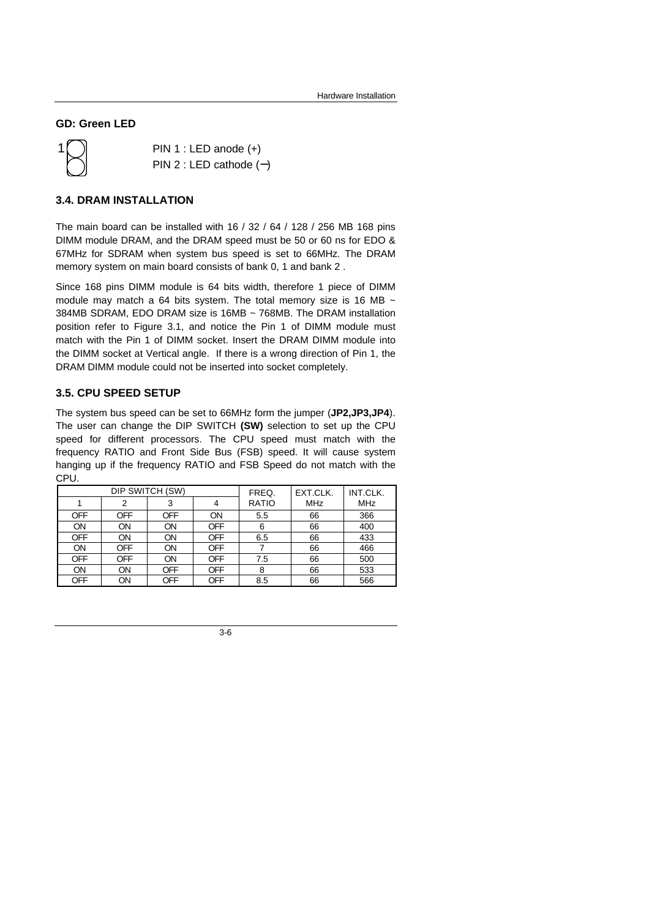**GD: Green LED**

1

PIN 1 : LED anode (+)
PIN 2 : LED cathode (−)

### 3.4. DRAM INSTALLATION

The main board can be installed with 16 / 32 / 64 / 128 / 256 MB 168 pins DIMM module DRAM, and the DRAM speed must be 50 or 60 ns for EDO & 67MHz for SDRAM when system bus speed is set to 66MHz. The DRAM memory system on main board consists of bank 0, 1 and bank 2 .

Since 168 pins DIMM module is 64 bits width, therefore 1 piece of DIMM module may match a 64 bits system. The total memory size is 16 MB ~ 384MB SDRAM, EDO DRAM size is 16MB ~ 768MB. The DRAM installation position refer to Figure 3.1, and notice the Pin 1 of DIMM module must match with the Pin 1 of DIMM socket. Insert the DRAM DIMM module into the DIMM socket at Vertical angle. If there is a wrong direction of Pin 1, the DRAM DIMM module could not be inserted into socket completely.

### 3.5. CPU SPEED SETUP

The system bus speed can be set to 66MHz form the jumper (**JP2,JP3,JP4**). The user can change the DIP SWITCH **(SW)** selection to set up the CPU speed for different processors. The CPU speed must match with the frequency RATIO and Front Side Bus (FSB) speed. It will cause system hanging up if the frequency RATIO and FSB Speed do not match with the CPU.

| DIP SWITCH (SW) | | | | FREQ. | EXT.CLK. | INT.CLK. |
|---|---|---|---|---|---|---|
| 1 | 2 | 3 | 4 | RATIO | MHz | MHz |
| OFF | OFF | OFF | ON | 5.5 | 66 | 366 |
| ON | ON | ON | OFF | 6 | 66 | 400 |
| OFF | ON | ON | OFF | 6.5 | 66 | 433 |
| ON | OFF | ON | OFF | 7 | 66 | 466 |
| OFF | OFF | ON | OFF | 7.5 | 66 | 500 |
| ON | ON | OFF | OFF | 8 | 66 | 533 |
| OFF | ON | OFF | OFF | 8.5 | 66 | 566 |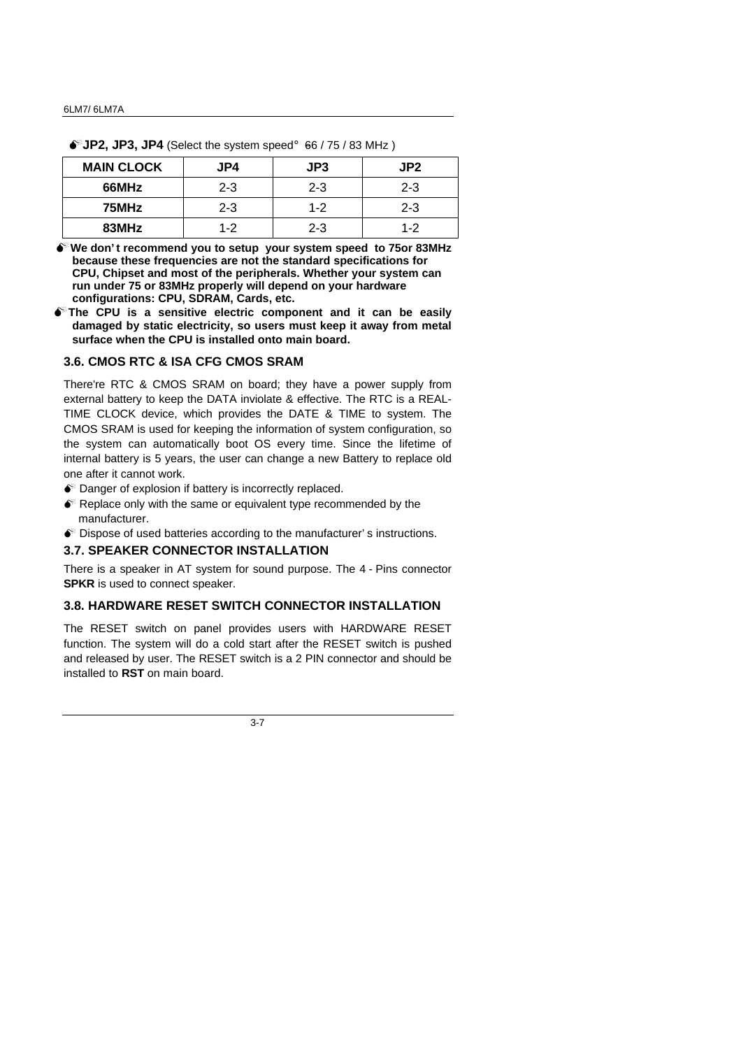**JP2, JP3, JP4** (Select the system speed: 66 / 75 / 83 MHz )

| MAIN CLOCK | JP4 | JP3 | JP2 |
|---|---|---|---|
| 66MHz | 2-3 | 2-3 | 2-3 |
| 75MHz | 2-3 | 1-2 | 2-3 |
| 83MHz | 1-2 | 2-3 | 1-2 |

- **We don't recommend you to setup your system speed to 75or 83MHz because these frequencies are not the standard specifications for CPU, Chipset and most of the peripherals. Whether your system can run under 75 or 83MHz properly will depend on your hardware configurations: CPU, SDRAM, Cards, etc.**
- **The CPU is a sensitive electric component and it can be easily damaged by static electricity, so users must keep it away from metal surface when the CPU is installed onto main board.**

### 3.6. CMOS RTC & ISA CFG CMOS SRAM

There're RTC & CMOS SRAM on board; they have a power supply from external battery to keep the DATA inviolate & effective. The RTC is a REAL-TIME CLOCK device, which provides the DATE & TIME to system. The CMOS SRAM is used for keeping the information of system configuration, so the system can automatically boot OS every time. Since the lifetime of internal battery is 5 years, the user can change a new Battery to replace old one after it cannot work.

- Danger of explosion if battery is incorrectly replaced.
- Replace only with the same or equivalent type recommended by the manufacturer.
- Dispose of used batteries according to the manufacturer's instructions.

### 3.7. SPEAKER CONNECTOR INSTALLATION

There is a speaker in AT system for sound purpose. The 4 - Pins connector **SPKR** is used to connect speaker.

### 3.8. HARDWARE RESET SWITCH CONNECTOR INSTALLATION

The RESET switch on panel provides users with HARDWARE RESET function. The system will do a cold start after the RESET switch is pushed and released by user. The RESET switch is a 2 PIN connector and should be installed to **RST** on main board.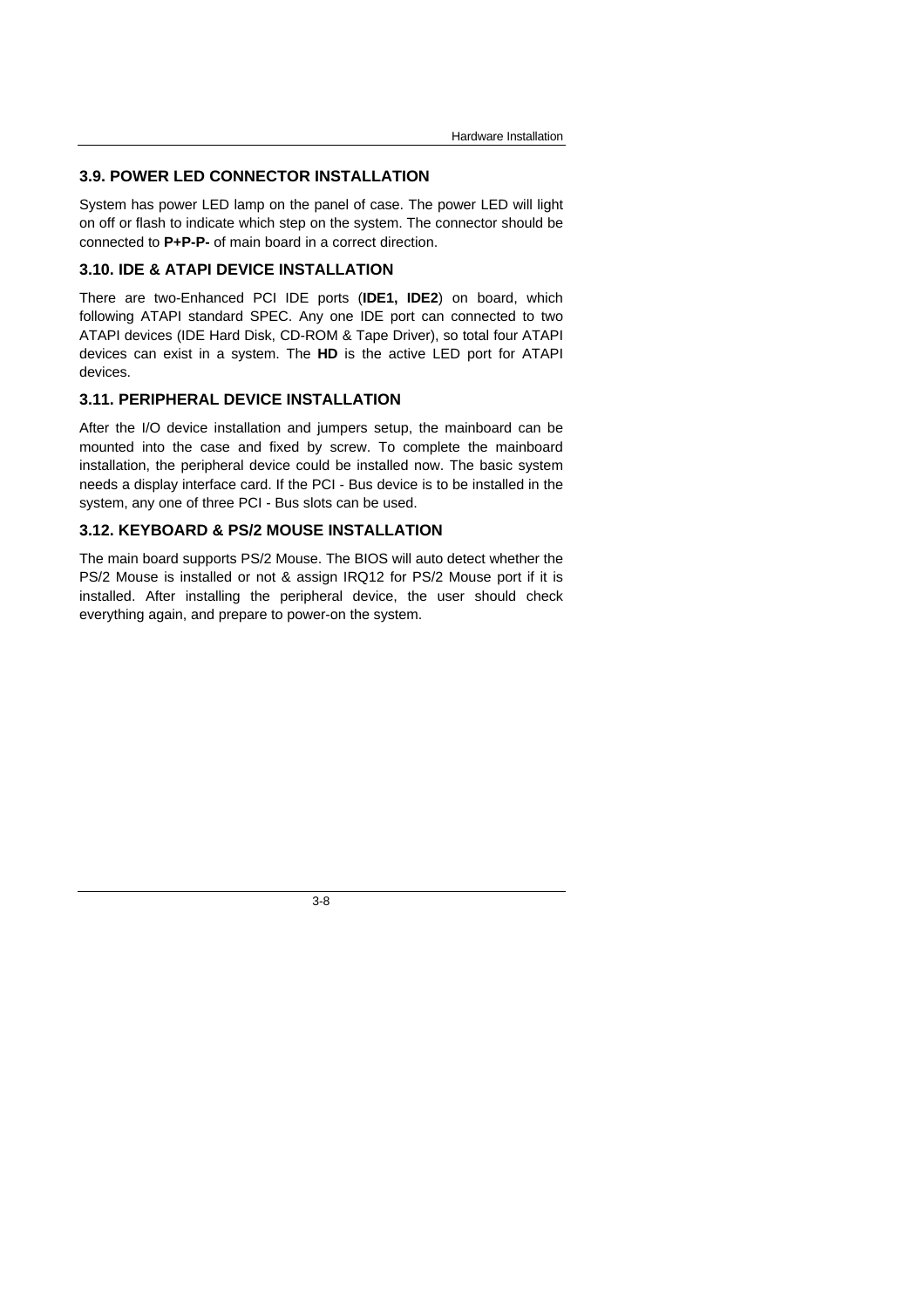## 3.9. POWER LED CONNECTOR INSTALLATION

System has power LED lamp on the panel of case. The power LED will light on off or flash to indicate which step on the system. The connector should be connected to **P+P-P-** of main board in a correct direction.

## 3.10. IDE & ATAPI DEVICE INSTALLATION

There are two-Enhanced PCI IDE ports (**IDE1, IDE2**) on board, which following ATAPI standard SPEC. Any one IDE port can connected to two ATAPI devices (IDE Hard Disk, CD-ROM & Tape Driver), so total four ATAPI devices can exist in a system. The **HD** is the active LED port for ATAPI devices.

## 3.11. PERIPHERAL DEVICE INSTALLATION

After the I/O device installation and jumpers setup, the mainboard can be mounted into the case and fixed by screw. To complete the mainboard installation, the peripheral device could be installed now. The basic system needs a display interface card. If the PCI - Bus device is to be installed in the system, any one of three PCI - Bus slots can be used.

## 3.12. KEYBOARD & PS/2 MOUSE INSTALLATION

The main board supports PS/2 Mouse. The BIOS will auto detect whether the PS/2 Mouse is installed or not & assign IRQ12 for PS/2 Mouse port if it is installed. After installing the peripheral device, the user should check everything again, and prepare to power-on the system.